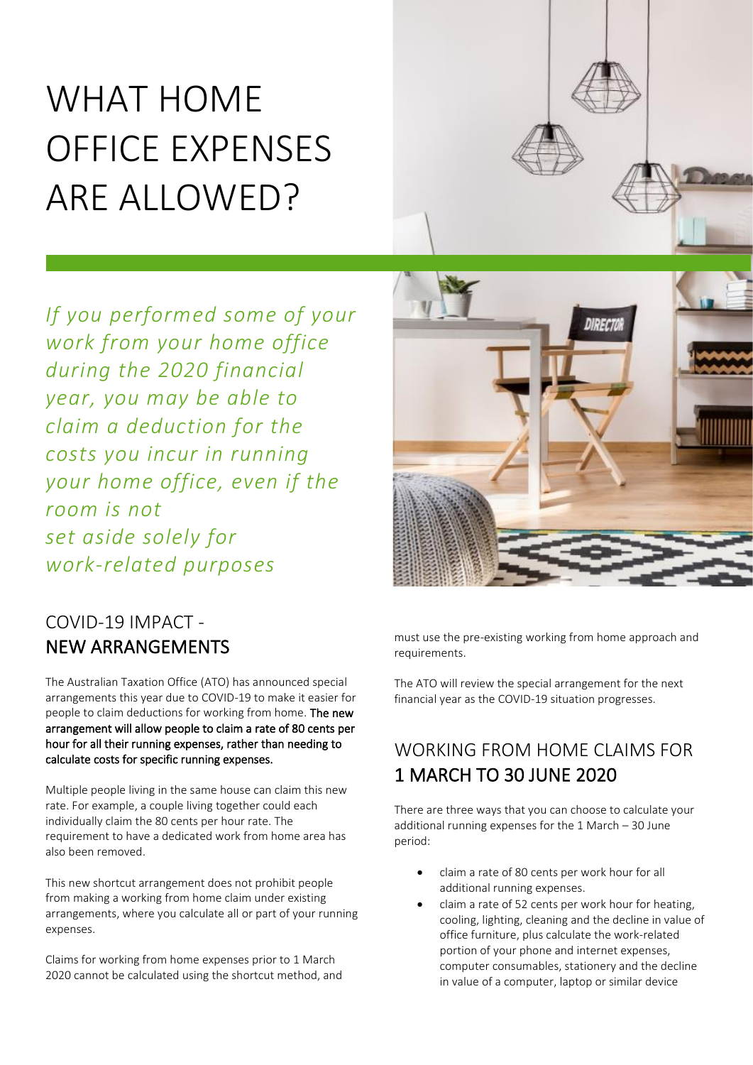# WHAT HOME OFFICE EXPENSES ARE ALLOWED?

*If you performed some of your work from your home office during the 2020 financial year, you may be able to claim a deduction for the costs you incur in running your home office, even if the room is not set aside solely for work-related purposes*

## COVID-19 IMPACT - NEW ARRANGEMENTS

The Australian Taxation Office (ATO) has announced special arrangements this year due to COVID-19 to make it easier for people to claim deductions for working from home. **The new arrangement will allow people to claim a rate of 80 cents per hour for all their running expenses, rather than needing to calculate costs for specific running expenses.**

Multiple people living in the same house can claim this new rate. For example, a couple living together could each individually claim the 80 cents per hour rate. The requirement to have a dedicated work from home area has also been removed.

This new shortcut arrangement does not prohibit people from making a working from home claim under existing arrangements, where you calculate all or part of your running expenses.

Claims for working from home expenses prior to 1 March 2020 cannot be calculated using the shortcut method, and must use the pre-existing working from home approach and requirements.

The ATO will review the special arrangement for the next financial year as the COVID-19 situation progresses.

## WORKING FROM HOME CLAIMS FOR 1 MARCH TO 30 JUNE 2020

There are three ways that you can choose to calculate your additional running expenses for the 1 March – 30 June period:

- claim a rate of 80 cents per work hour for all additional running expenses.
- claim a rate of 52 cents per work hour for heating, cooling, lighting, cleaning and the decline in value of office furniture, plus calculate the work-related portion of your phone and internet expenses, computer consumables, stationery and the decline in value of a computer, laptop or similar device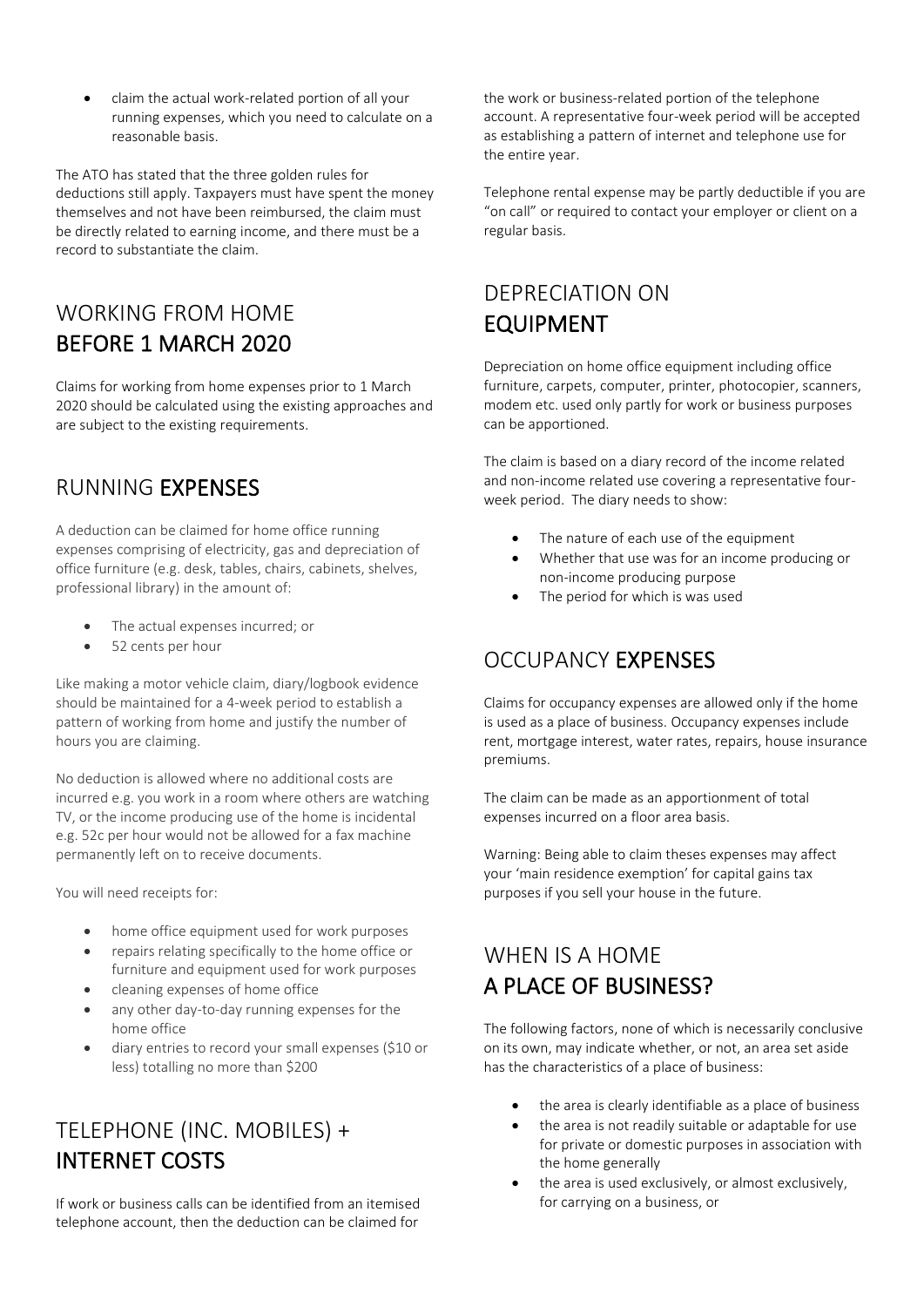- claim the actual work-related portion of all your running expenses, which you need to calculate on a reasonable basis.

The ATO has stated that the three golden rules for deductions still apply. Taxpayers must have spent the money themselves and not have been reimbursed, the claim must be directly related to earning income, and there must be a record to substantiate the claim.

## WORKING FROM HOME **BEFORE 1 MARCH 2020**

Claims for working from home expenses prior to 1 March 2020 should be calculated using the existing approaches and are subject to the existing requirements.

## RUNNING **EXPENSES**

A deduction can be claimed for home office running expenses comprising of electricity, gas and depreciation of office furniture (e.g. desk, tables, chairs, cabinets, shelves, professional library) in the amount of:

- The actual expenses incurred; or
- 52 cents per hour

Like making a motor vehicle claim, diary/logbook evidence should be maintained for a 4-week period to establish a pattern of working from home and justify the number of hours you are claiming.

No deduction is allowed where no additional costs are incurred e.g. you work in a room where others are watching TV, or the income producing use of the home is incidental e.g. 52c per hour would not be allowed for a fax machine permanently left on to receive documents.

You will need receipts for:

- home office equipment used for work purposes
- repairs relating specifically to the home office or furniture and equipment used for work purposes
- cleaning expenses of home office
- any other day-to-day running expenses for the home office
- diary entries to record your small expenses ($10 or less) totalling no more than $200

## TELEPHONE (INC. MOBILES) + **INTERNET COSTS**

If work or business calls can be identified from an itemised telephone account, then the deduction can be claimed for the work or business-related portion of the telephone account. A representative four-week period will be accepted as establishing a pattern of internet and telephone use for the entire year.

Telephone rental expense may be partly deductible if you are "on call" or required to contact your employer or client on a regular basis.

## DEPRECIATION ON **EQUIPMENT**

Depreciation on home office equipment including office furniture, carpets, computer, printer, photocopier, scanners, modem etc. used only partly for work or business purposes can be apportioned.

The claim is based on a diary record of the income related and non-income related use covering a representative four-week period. The diary needs to show:

- The nature of each use of the equipment
- Whether that use was for an income producing or non-income producing purpose
- The period for which is was used

## OCCUPANCY **EXPENSES**

Claims for occupancy expenses are allowed only if the home is used as a place of business. Occupancy expenses include rent, mortgage interest, water rates, repairs, house insurance premiums.

The claim can be made as an apportionment of total expenses incurred on a floor area basis.

Warning: Being able to claim theses expenses may affect your 'main residence exemption' for capital gains tax purposes if you sell your house in the future.

## WHEN IS A HOME **A PLACE OF BUSINESS?**

The following factors, none of which is necessarily conclusive on its own, may indicate whether, or not, an area set aside has the characteristics of a place of business:

- the area is clearly identifiable as a place of business
- the area is not readily suitable or adaptable for use for private or domestic purposes in association with the home generally
- the area is used exclusively, or almost exclusively, for carrying on a business, or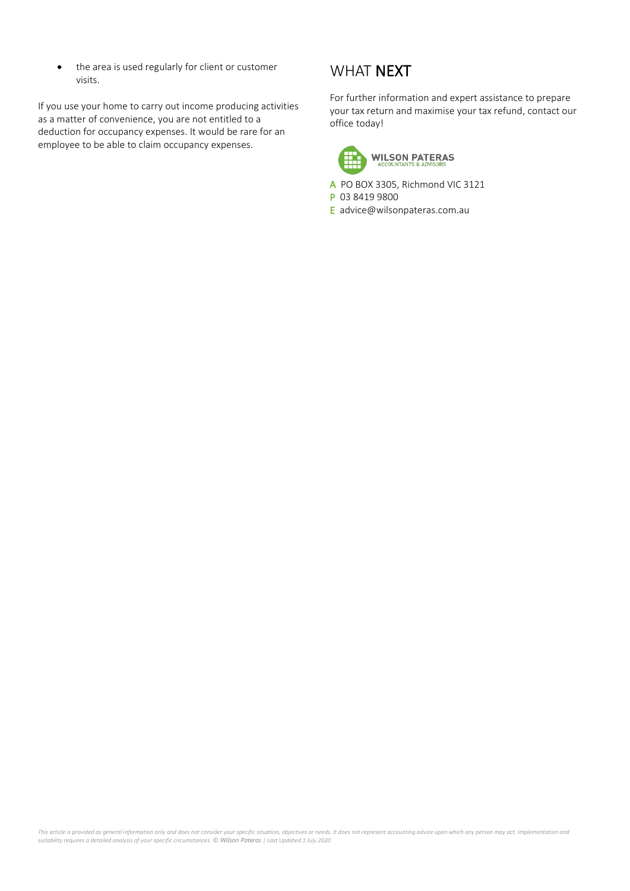- the area is used regularly for client or customer visits.

If you use your home to carry out income producing activities as a matter of convenience, you are not entitled to a deduction for occupancy expenses. It would be rare for an employee to be able to claim occupancy expenses.

## WHAT **NEXT**

For further information and expert assistance to prepare your tax return and maximise your tax refund, contact our office today!

WILSON PATERAS
ACCOUNTANTS & ADVISORS

A PO BOX 3305, Richmond VIC 3121
P 03 8419 9800
E advice@wilsonpateras.com.au

*This article is provided as general information only and does not consider your specific situation, objectives or needs. It does not represent accounting advice upon which any person may act. Implementation and suitability requires a detailed analysis of your specific circumstances. © Wilson Pateras | Last Updated 1 July 2020*